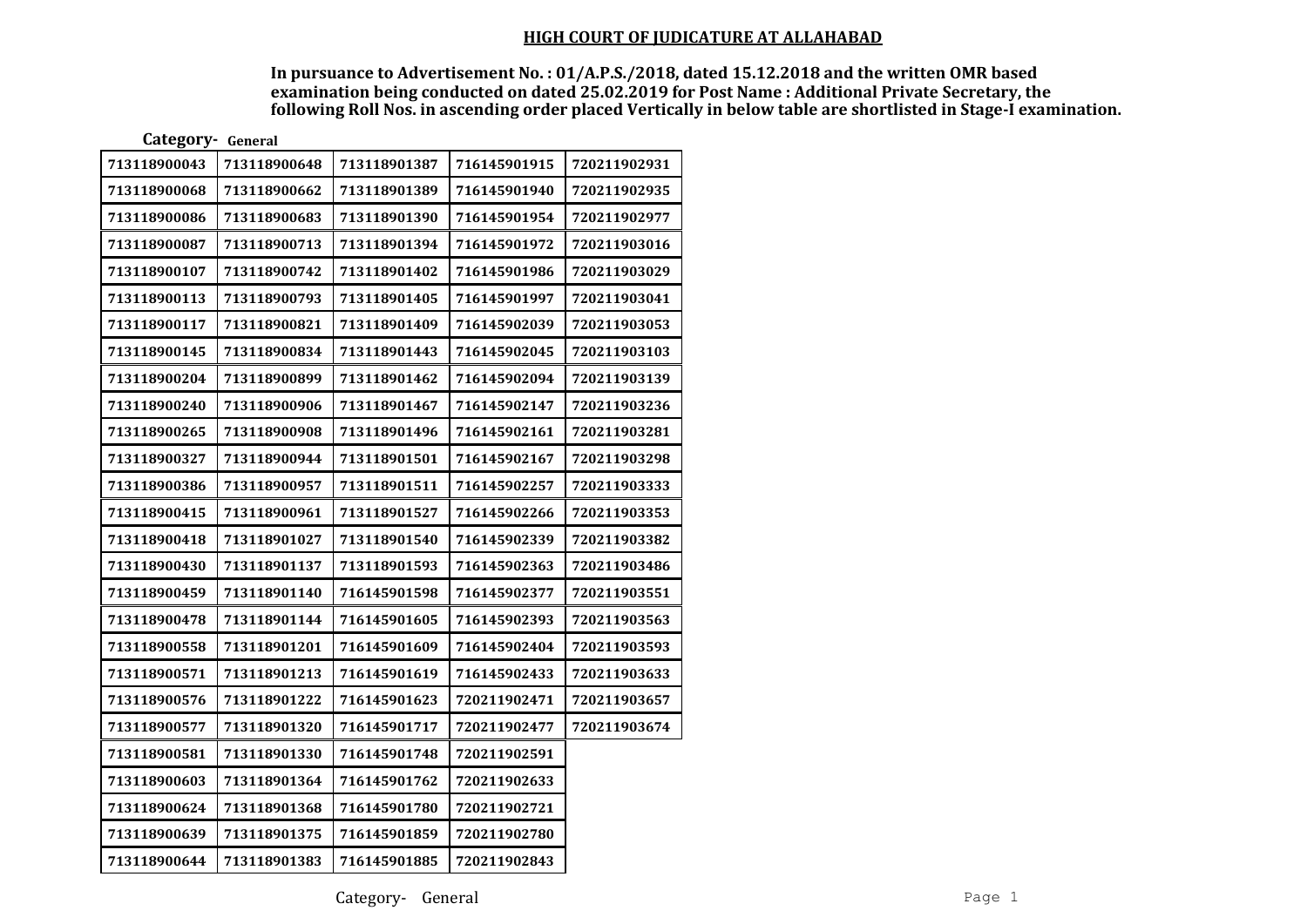**HIGH COURT OF JUDICATURE AT ALLAHABAD**

**In pursuance to Advertisement No. : 01/A.P.S./2018, dated 15.12.2018 and the written OMR based examination being conducted on dated 25.02.2019 for Post Name : Additional Private Secretary, the following Roll Nos. in ascending order placed Vertically in below table are shortlisted in Stage-I examination.**

**Category- General**

| | | | | |
|---|---|---|---|---|
| 713118900043 | 713118900648 | 713118901387 | 716145901915 | 720211902931 |
| 713118900068 | 713118900662 | 713118901389 | 716145901940 | 720211902935 |
| 713118900086 | 713118900683 | 713118901390 | 716145901954 | 720211902977 |
| 713118900087 | 713118900713 | 713118901394 | 716145901972 | 720211903016 |
| 713118900107 | 713118900742 | 713118901402 | 716145901986 | 720211903029 |
| 713118900113 | 713118900793 | 713118901405 | 716145901997 | 720211903041 |
| 713118900117 | 713118900821 | 713118901409 | 716145902039 | 720211903053 |
| 713118900145 | 713118900834 | 713118901443 | 716145902045 | 720211903103 |
| 713118900204 | 713118900899 | 713118901462 | 716145902094 | 720211903139 |
| 713118900240 | 713118900906 | 713118901467 | 716145902147 | 720211903236 |
| 713118900265 | 713118900908 | 713118901496 | 716145902161 | 720211903281 |
| 713118900327 | 713118900944 | 713118901501 | 716145902167 | 720211903298 |
| 713118900386 | 713118900957 | 713118901511 | 716145902257 | 720211903333 |
| 713118900415 | 713118900961 | 713118901527 | 716145902266 | 720211903353 |
| 713118900418 | 713118901027 | 713118901540 | 716145902339 | 720211903382 |
| 713118900430 | 713118901137 | 713118901593 | 716145902363 | 720211903486 |
| 713118900459 | 713118901140 | 716145901598 | 716145902377 | 720211903551 |
| 713118900478 | 713118901144 | 716145901605 | 716145902393 | 720211903563 |
| 713118900558 | 713118901201 | 716145901609 | 716145902404 | 720211903593 |
| 713118900571 | 713118901213 | 716145901619 | 716145902433 | 720211903633 |
| 713118900576 | 713118901222 | 716145901623 | 720211902471 | 720211903657 |
| 713118900577 | 713118901320 | 716145901717 | 720211902477 | 720211903674 |
| 713118900581 | 713118901330 | 716145901748 | 720211902591 | |
| 713118900603 | 713118901364 | 716145901762 | 720211902633 | |
| 713118900624 | 713118901368 | 716145901780 | 720211902721 | |
| 713118900639 | 713118901375 | 716145901859 | 720211902780 | |
| 713118900644 | 713118901383 | 716145901885 | 720211902843 | |

Category- General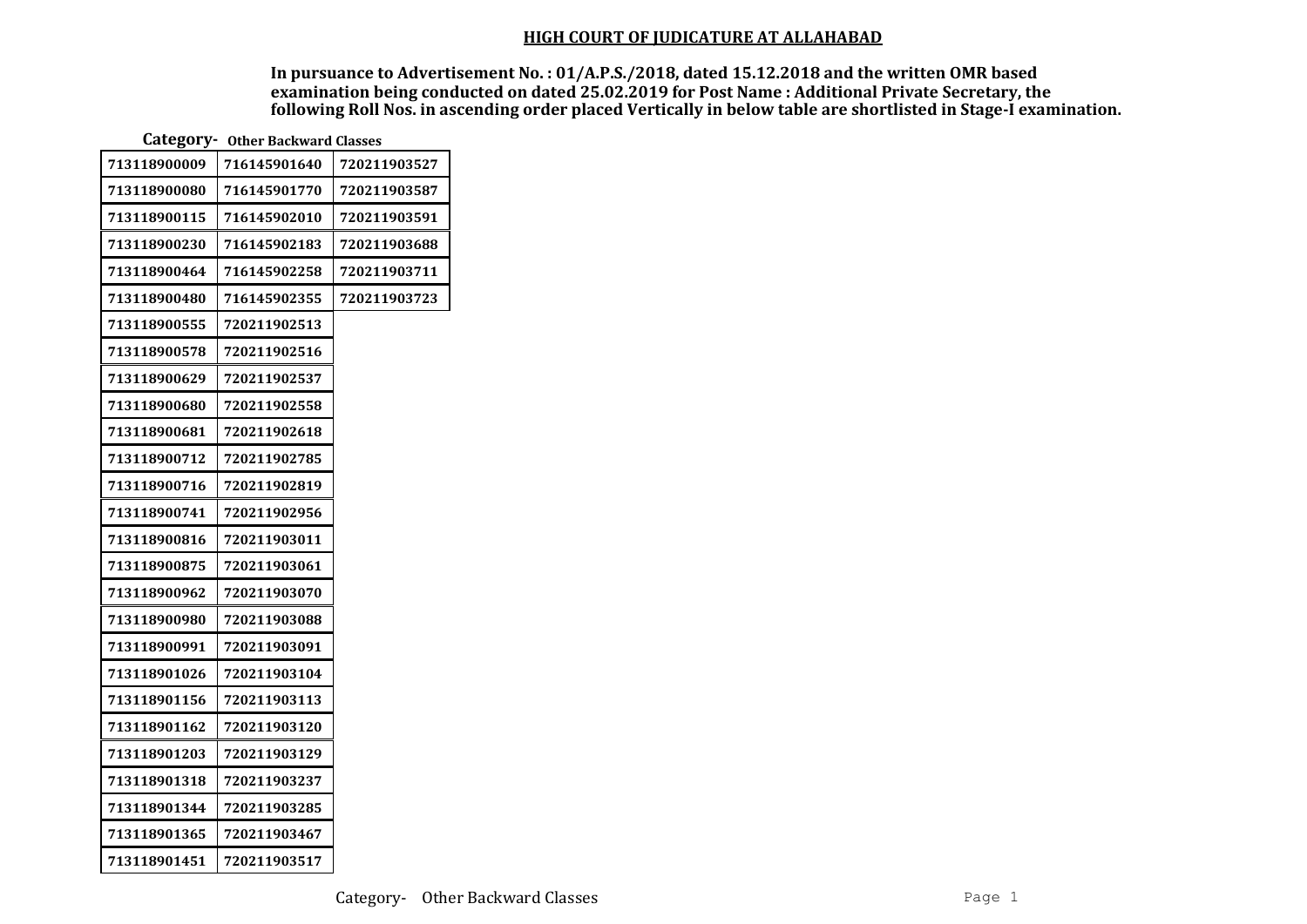## HIGH COURT OF JUDICATURE AT ALLAHABAD

**In pursuance to Advertisement No. : 01/A.P.S./2018, dated 15.12.2018 and the written OMR based examination being conducted on dated 25.02.2019 for Post Name : Additional Private Secretary, the following Roll Nos. in ascending order placed Vertically in below table are shortlisted in Stage-I examination.**

**Category- Other Backward Classes**

| | | |
|---|---|---|
| 713118900009 | 716145901640 | 720211903527 |
| 713118900080 | 716145901770 | 720211903587 |
| 713118900115 | 716145902010 | 720211903591 |
| 713118900230 | 716145902183 | 720211903688 |
| 713118900464 | 716145902258 | 720211903711 |
| 713118900480 | 716145902355 | 720211903723 |
| 713118900555 | 720211902513 | |
| 713118900578 | 720211902516 | |
| 713118900629 | 720211902537 | |
| 713118900680 | 720211902558 | |
| 713118900681 | 720211902618 | |
| 713118900712 | 720211902785 | |
| 713118900716 | 720211902819 | |
| 713118900741 | 720211902956 | |
| 713118900816 | 720211903011 | |
| 713118900875 | 720211903061 | |
| 713118900962 | 720211903070 | |
| 713118900980 | 720211903088 | |
| 713118900991 | 720211903091 | |
| 713118901026 | 720211903104 | |
| 713118901156 | 720211903113 | |
| 713118901162 | 720211903120 | |
| 713118901203 | 720211903129 | |
| 713118901318 | 720211903237 | |
| 713118901344 | 720211903285 | |
| 713118901365 | 720211903467 | |
| 713118901451 | 720211903517 | |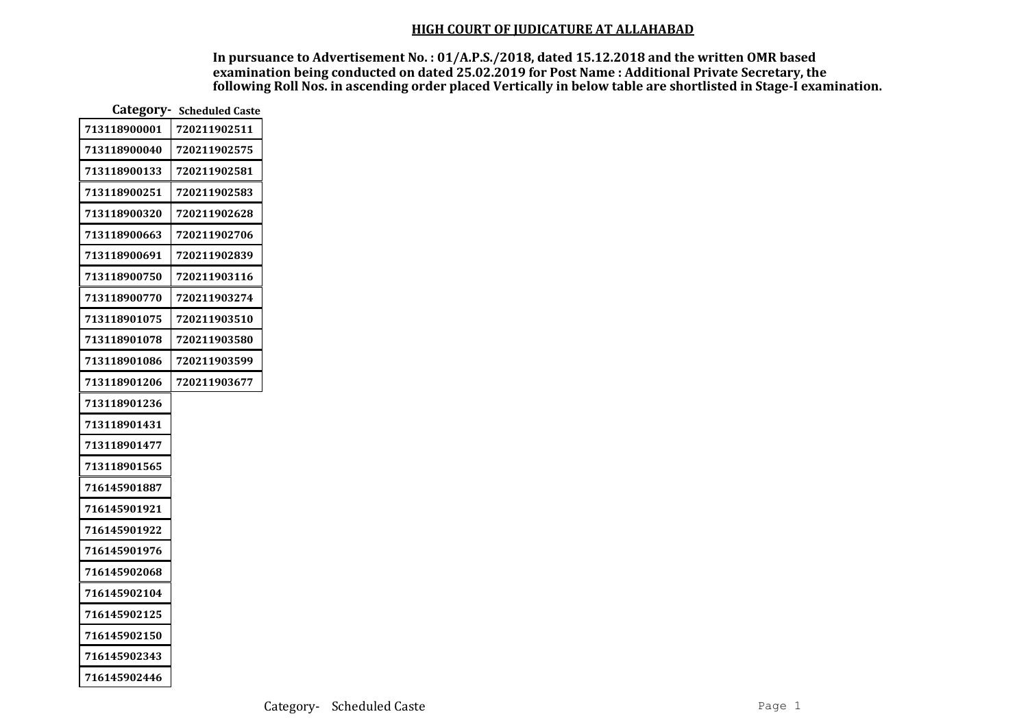## HIGH COURT OF JUDICATURE AT ALLAHABAD

**In pursuance to Advertisement No. : 01/A.P.S./2018, dated 15.12.2018 and the written OMR based examination being conducted on dated 25.02.2019 for Post Name : Additional Private Secretary, the following Roll Nos. in ascending order placed Vertically in below table are shortlisted in Stage-I examination.**

**Category- Scheduled Caste**

| | |
|---|---|
| 713118900001 | 720211902511 |
| 713118900040 | 720211902575 |
| 713118900133 | 720211902581 |
| 713118900251 | 720211902583 |
| 713118900320 | 720211902628 |
| 713118900663 | 720211902706 |
| 713118900691 | 720211902839 |
| 713118900750 | 720211903116 |
| 713118900770 | 720211903274 |
| 713118901075 | 720211903510 |
| 713118901078 | 720211903580 |
| 713118901086 | 720211903599 |
| 713118901206 | 720211903677 |
| 713118901236 | |
| 713118901431 | |
| 713118901477 | |
| 713118901565 | |
| 716145901887 | |
| 716145901921 | |
| 716145901922 | |
| 716145901976 | |
| 716145902068 | |
| 716145902104 | |
| 716145902125 | |
| 716145902150 | |
| 716145902343 | |
| 716145902446 | |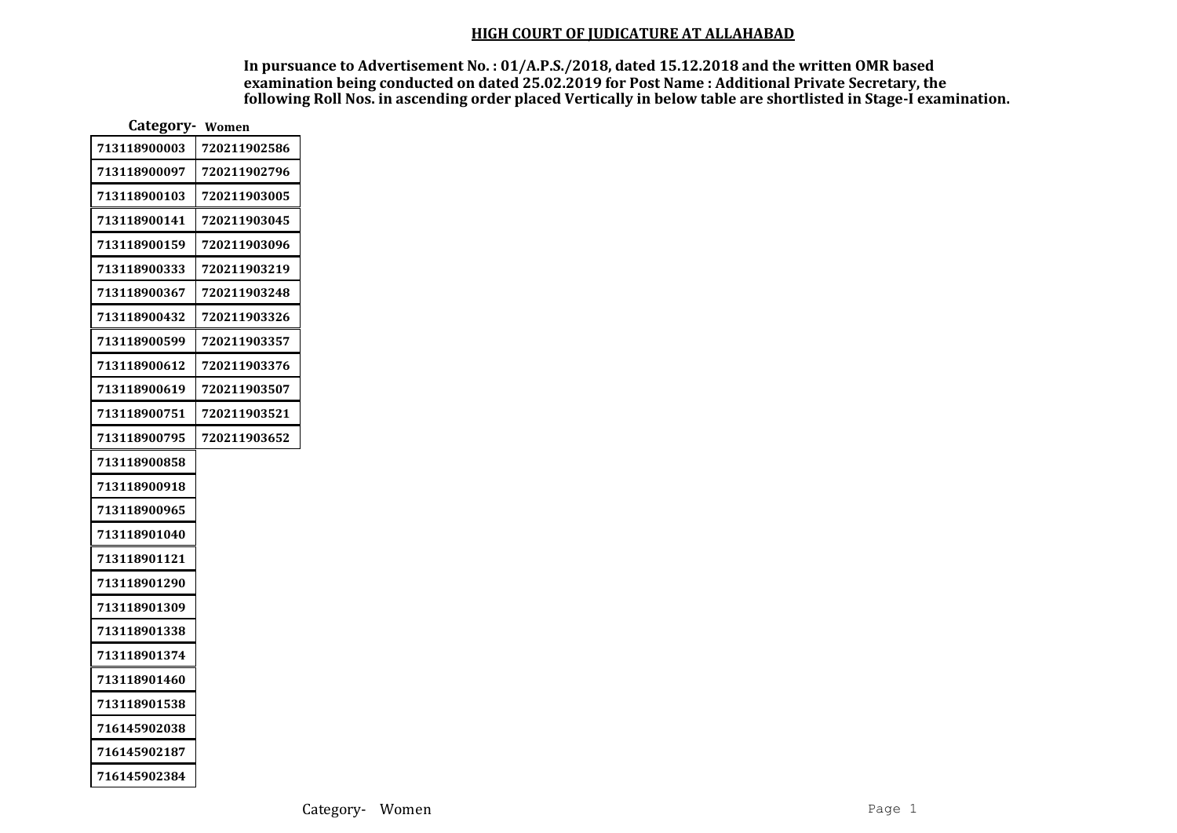## HIGH COURT OF JUDICATURE AT ALLAHABAD

**In pursuance to Advertisement No. : 01/A.P.S./2018, dated 15.12.2018 and the written OMR based examination being conducted on dated 25.02.2019 for Post Name : Additional Private Secretary, the following Roll Nos. in ascending order placed Vertically in below table are shortlisted in Stage-I examination.**

**Category- Women**

| | |
|---|---|
| 713118900003 | 720211902586 |
| 713118900097 | 720211902796 |
| 713118900103 | 720211903005 |
| 713118900141 | 720211903045 |
| 713118900159 | 720211903096 |
| 713118900333 | 720211903219 |
| 713118900367 | 720211903248 |
| 713118900432 | 720211903326 |
| 713118900599 | 720211903357 |
| 713118900612 | 720211903376 |
| 713118900619 | 720211903507 |
| 713118900751 | 720211903521 |
| 713118900795 | 720211903652 |
| 713118900858 | |
| 713118900918 | |
| 713118900965 | |
| 713118901040 | |
| 713118901121 | |
| 713118901290 | |
| 713118901309 | |
| 713118901338 | |
| 713118901374 | |
| 713118901460 | |
| 713118901538 | |
| 716145902038 | |
| 716145902187 | |
| 716145902384 | |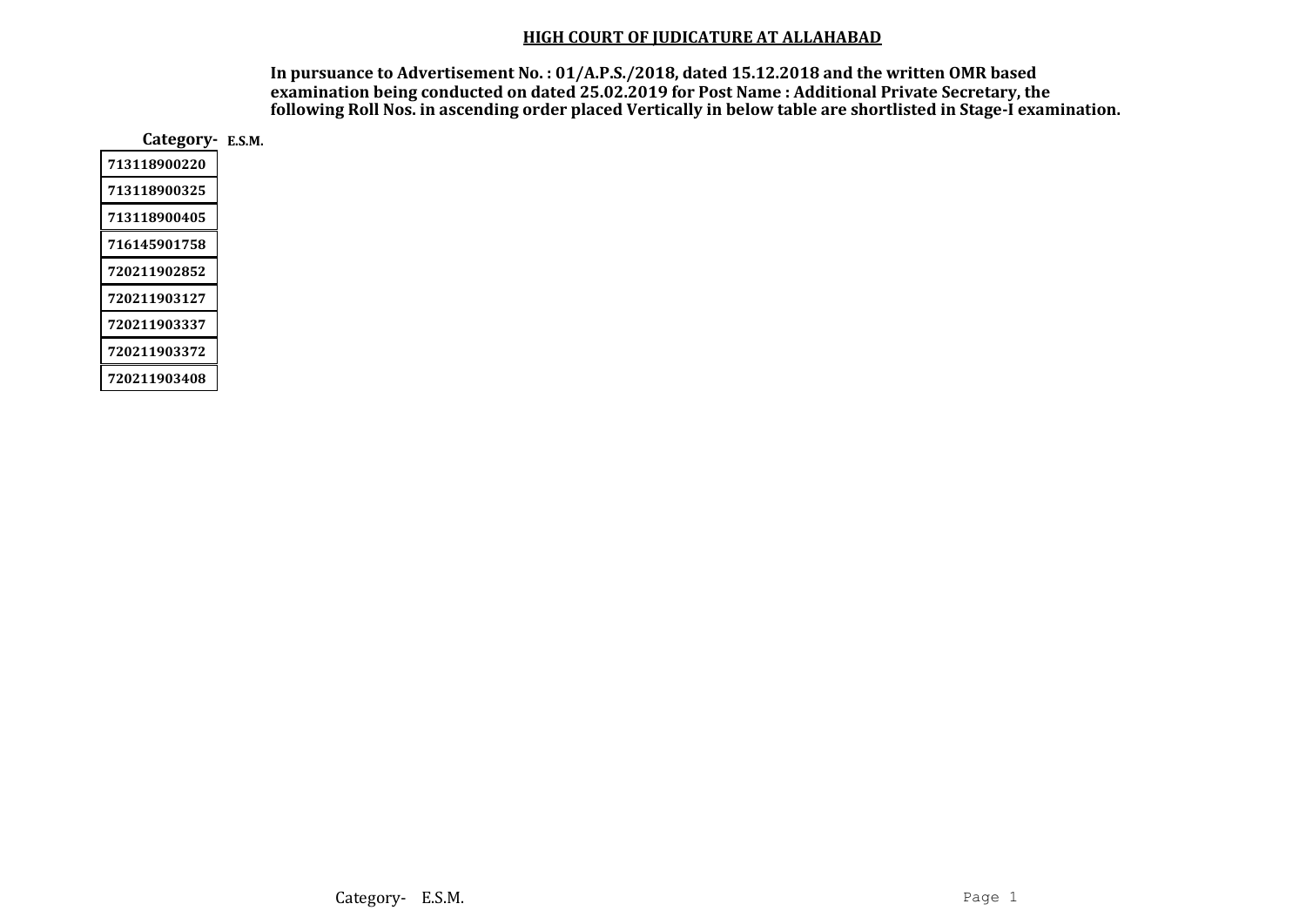**HIGH COURT OF JUDICATURE AT ALLAHABAD**

**In pursuance to Advertisement No. : 01/A.P.S./2018, dated 15.12.2018 and the written OMR based examination being conducted on dated 25.02.2019 for Post Name : Additional Private Secretary, the following Roll Nos. in ascending order placed Vertically in below table are shortlisted in Stage-I examination.**

**Category- E.S.M.**

| |
|---|
| 713118900220 |
| 713118900325 |
| 713118900405 |
| 716145901758 |
| 720211902852 |
| 720211903127 |
| 720211903337 |
| 720211903372 |
| 720211903408 |